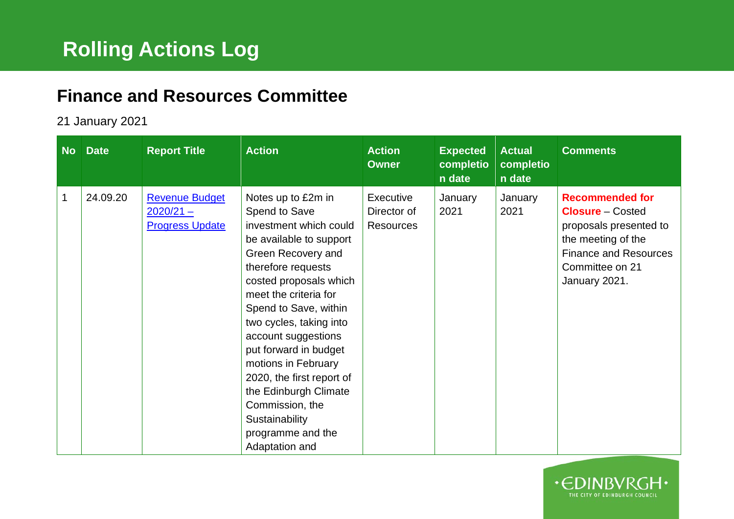# Rolling Actions Log

## Finance and Resources Committee

21 January 2021

| No | Date | Report Title | Action | Action Owner | Expected completion date | Actual completion date | Comments |
|---|---|---|---|---|---|---|---|
| 1 | 24.09.20 | Revenue Budget 2020/21 – Progress Update | Notes up to £2m in Spend to Save investment which could be available to support Green Recovery and therefore requests costed proposals which meet the criteria for Spend to Save, within two cycles, taking into account suggestions put forward in budget motions in February 2020, the first report of the Edinburgh Climate Commission, the Sustainability programme and the Adaptation and | Executive Director of Resources | January 2021 | January 2021 | **Recommended for Closure** – Costed proposals presented to the meeting of the Finance and Resources Committee on 21 January 2021. |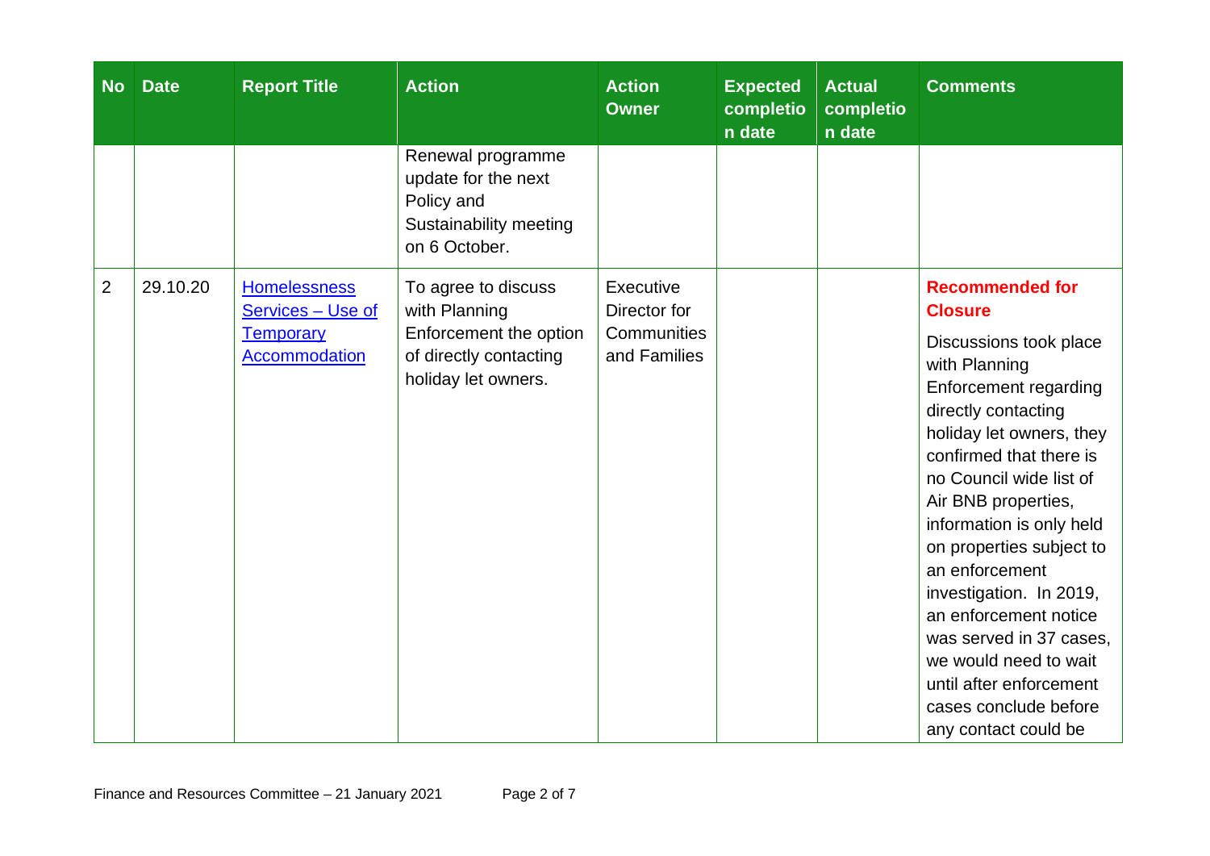| No | Date | Report Title | Action | Action Owner | Expected completion date | Actual completion date | Comments |
|---|---|---|---|---|---|---|---|
| | | | Renewal programme update for the next Policy and Sustainability meeting on 6 October. | | | | |
| 2 | 29.10.20 | Homelessness Services – Use of Temporary Accommodation | To agree to discuss with Planning Enforcement the option of directly contacting holiday let owners. | Executive Director for Communities and Families | | | **Recommended for Closure** Discussions took place with Planning Enforcement regarding directly contacting holiday let owners, they confirmed that there is no Council wide list of Air BNB properties, information is only held on properties subject to an enforcement investigation. In 2019, an enforcement notice was served in 37 cases, we would need to wait until after enforcement cases conclude before any contact could be |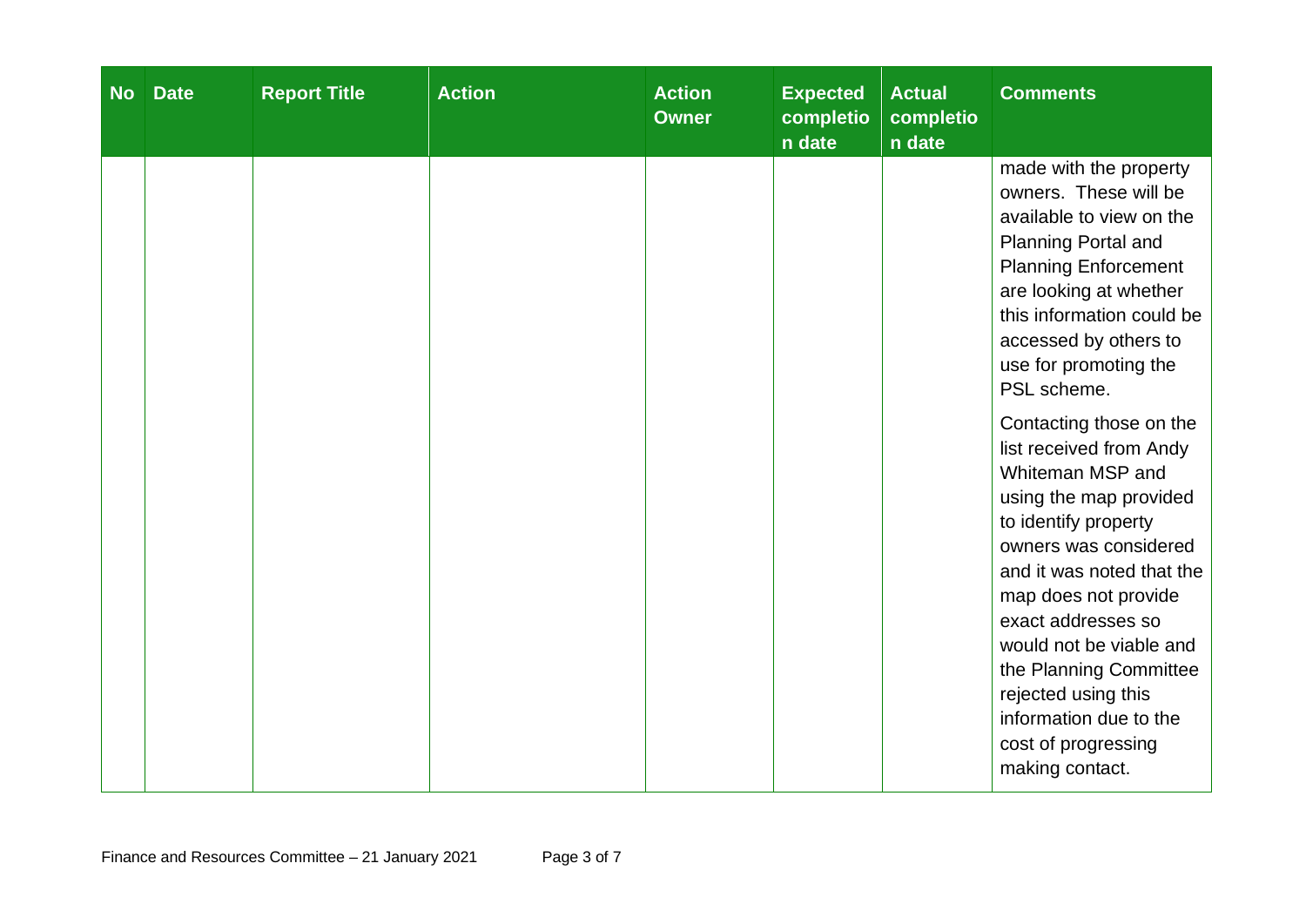| No | Date | Report Title | Action | Action Owner | Expected completion date | Actual completion date | Comments |
|---|---|---|---|---|---|---|---|
| | | | | | | | made with the property owners. These will be available to view on the Planning Portal and Planning Enforcement are looking at whether this information could be accessed by others to use for promoting the PSL scheme.<br><br>Contacting those on the list received from Andy Whiteman MSP and using the map provided to identify property owners was considered and it was noted that the map does not provide exact addresses so would not be viable and the Planning Committee rejected using this information due to the cost of progressing making contact. |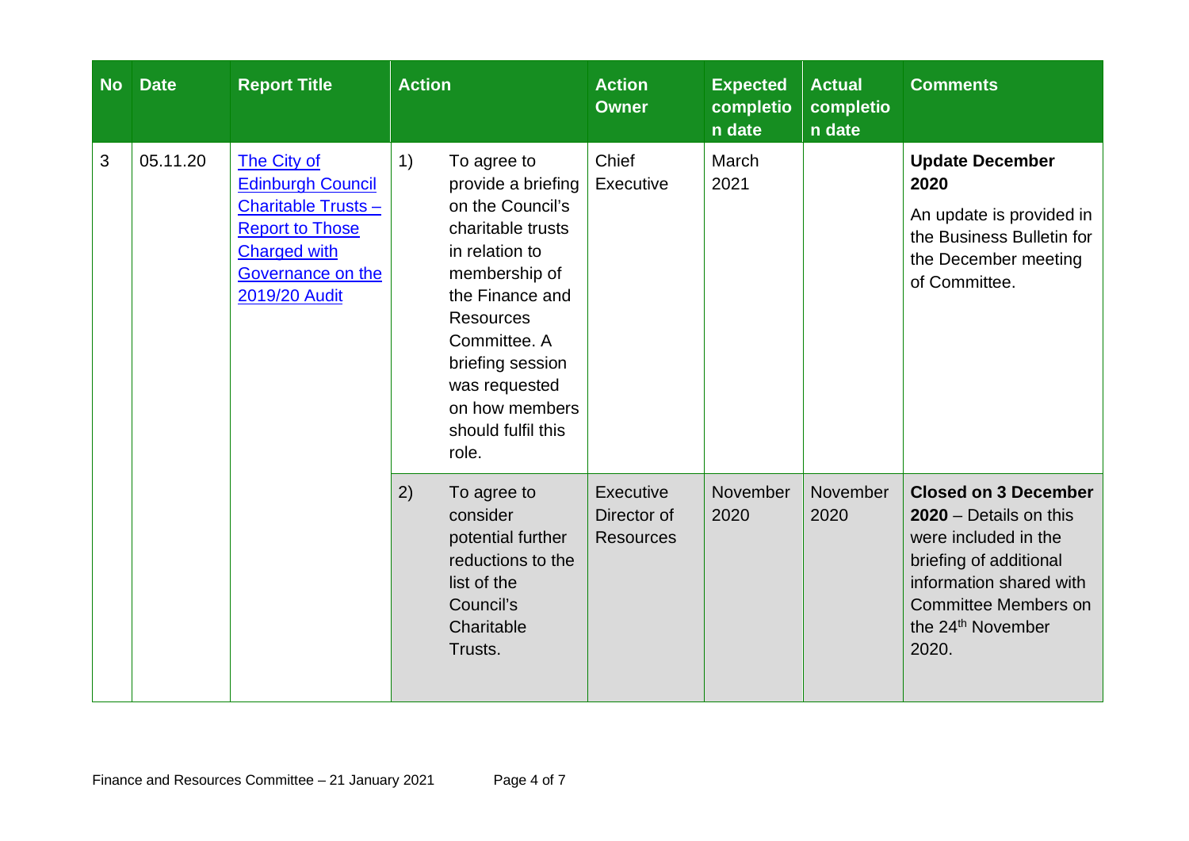| No | Date | Report Title | Action | Action Owner | Expected completion date | Actual completion date | Comments |
|---|---|---|---|---|---|---|---|
| 3 | 05.11.20 | The City of Edinburgh Council Charitable Trusts – Report to Those Charged with Governance on the 2019/20 Audit | 1) To agree to provide a briefing on the Council's charitable trusts in relation to membership of the Finance and Resources Committee. A briefing session was requested on how members should fulfil this role. | Chief Executive | March 2021 | | **Update December 2020** An update is provided in the Business Bulletin for the December meeting of Committee. |
| | | | 2) To agree to consider potential further reductions to the list of the Council's Charitable Trusts. | Executive Director of Resources | November 2020 | November 2020 | **Closed on 3 December 2020** – Details on this were included in the briefing of additional information shared with Committee Members on the 24th November 2020. |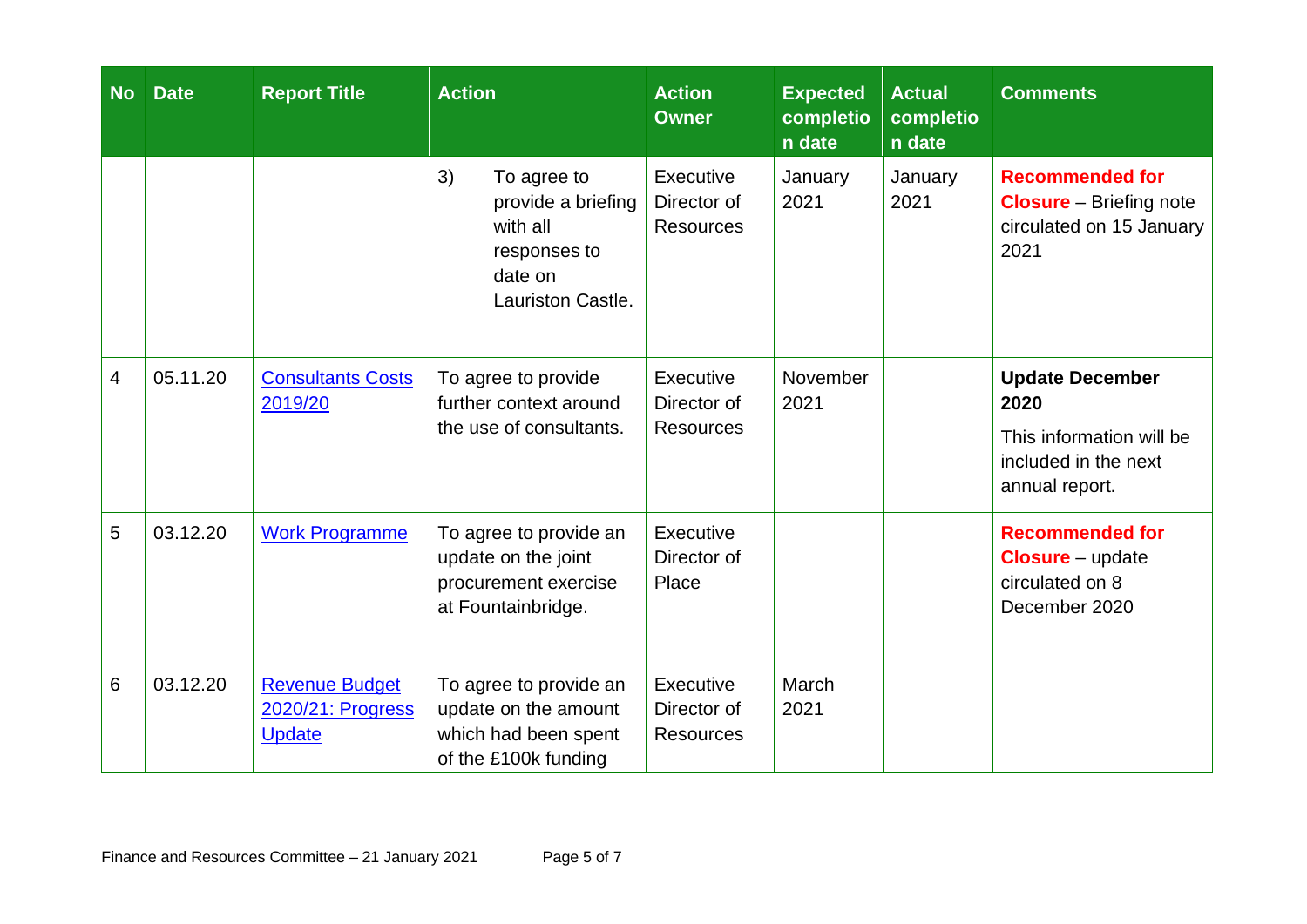| No | Date | Report Title | Action | Action Owner | Expected completion date | Actual completion date | Comments |
|---|---|---|---|---|---|---|---|
| | | | 3) To agree to provide a briefing with all responses to date on Lauriston Castle. | Executive Director of Resources | January 2021 | January 2021 | **Recommended for Closure** – Briefing note circulated on 15 January 2021 |
| 4 | 05.11.20 | Consultants Costs 2019/20 | To agree to provide further context around the use of consultants. | Executive Director of Resources | November 2021 | | **Update December 2020** This information will be included in the next annual report. |
| 5 | 03.12.20 | Work Programme | To agree to provide an update on the joint procurement exercise at Fountainbridge. | Executive Director of Place | | | **Recommended for Closure** – update circulated on 8 December 2020 |
| 6 | 03.12.20 | Revenue Budget 2020/21: Progress Update | To agree to provide an update on the amount which had been spent of the £100k funding | Executive Director of Resources | March 2021 | | |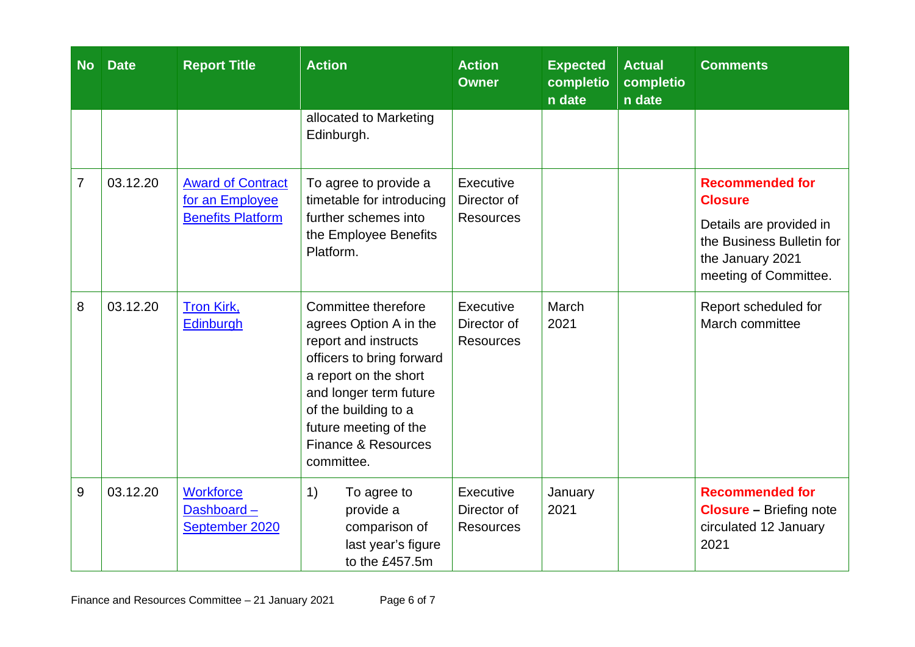| No | Date | Report Title | Action | Action Owner | Expected completion date | Actual completion date | Comments |
|---|---|---|---|---|---|---|---|
| | | | allocated to Marketing Edinburgh. | | | | |
| 7 | 03.12.20 | Award of Contract for an Employee Benefits Platform | To agree to provide a timetable for introducing further schemes into the Employee Benefits Platform. | Executive Director of Resources | | | **Recommended for Closure** Details are provided in the Business Bulletin for the January 2021 meeting of Committee. |
| 8 | 03.12.20 | Tron Kirk, Edinburgh | Committee therefore agrees Option A in the report and instructs officers to bring forward a report on the short and longer term future of the building to a future meeting of the Finance & Resources committee. | Executive Director of Resources | March 2021 | | Report scheduled for March committee |
| 9 | 03.12.20 | Workforce Dashboard – September 2020 | 1) To agree to provide a comparison of last year's figure to the £457.5m | Executive Director of Resources | January 2021 | | **Recommended for Closure –** Briefing note circulated 12 January 2021 |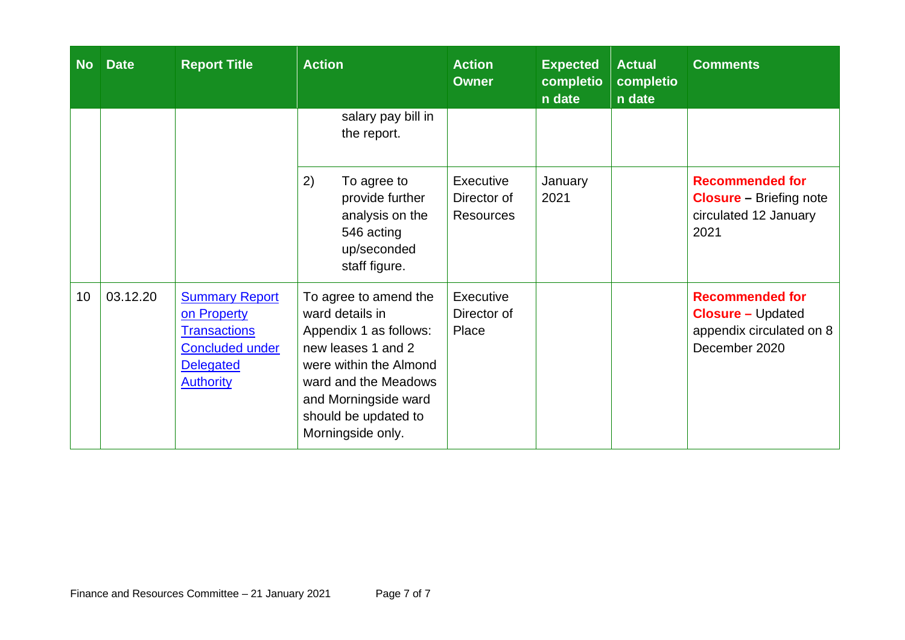| No | Date | Report Title | Action | Action Owner | Expected completion date | Actual completion date | Comments |
|---|---|---|---|---|---|---|---|
| | | | salary pay bill in the report. | | | | |
| | | | 2) To agree to provide further analysis on the 546 acting up/seconded staff figure. | Executive Director of Resources | January 2021 | | **Recommended for Closure –** Briefing note circulated 12 January 2021 |
| 10 | 03.12.20 | [Summary Report on Property Transactions Concluded under Delegated Authority]() | To agree to amend the ward details in Appendix 1 as follows: new leases 1 and 2 were within the Almond ward and the Meadows and Morningside ward should be updated to Morningside only. | Executive Director of Place | | | **Recommended for Closure –** Updated appendix circulated on 8 December 2020 |